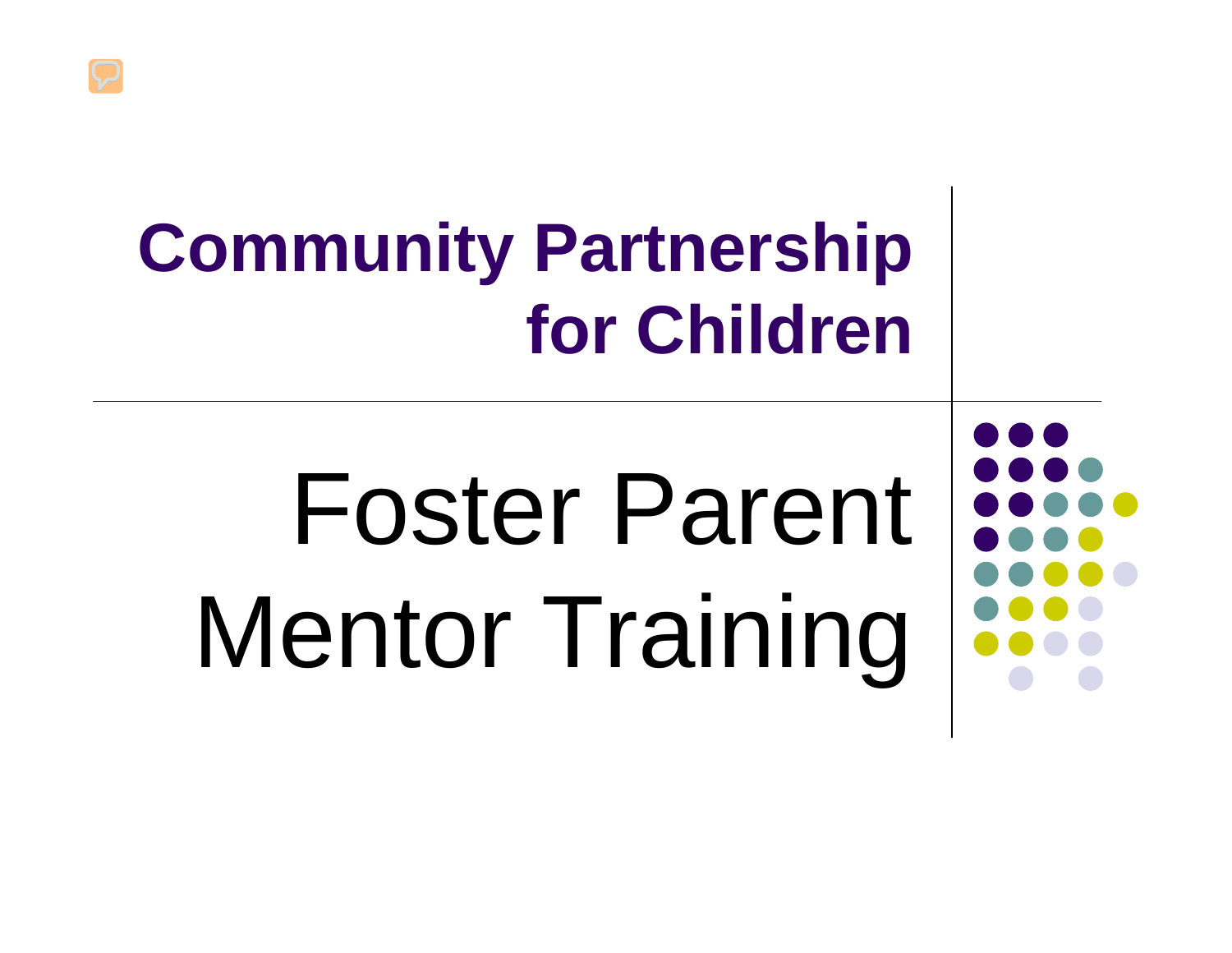# Community Partnership for Children

# Foster Parent Mentor Training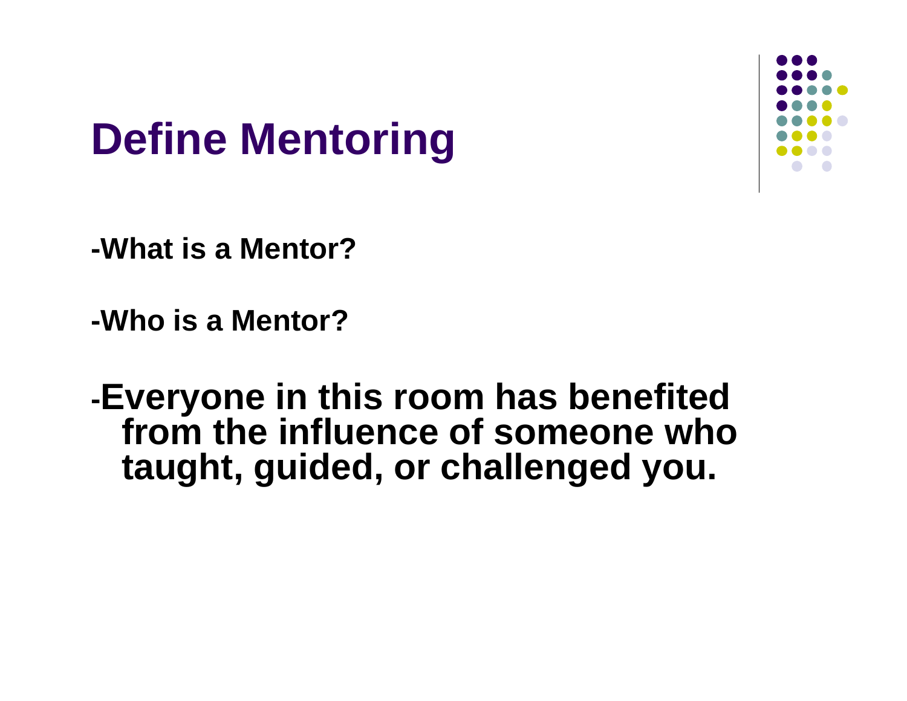# Define Mentoring

**-What is a Mentor?**

**-Who is a Mentor?**

**-Everyone in this room has benefited from the influence of someone who taught, guided, or challenged you.**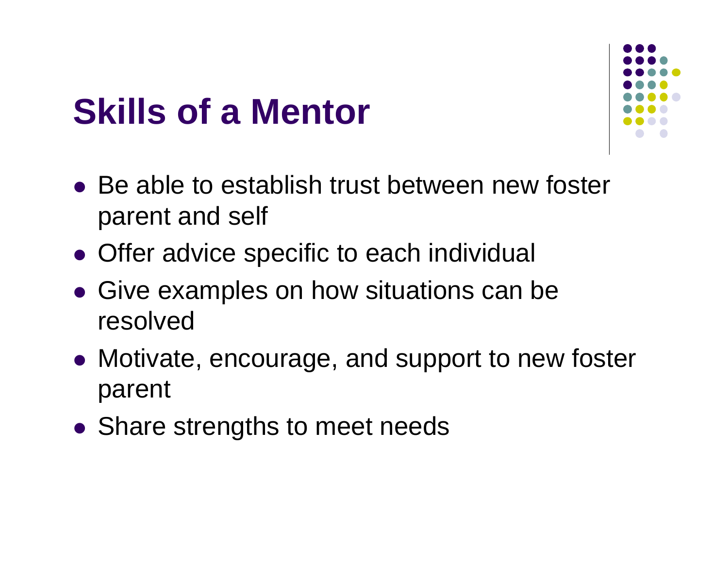# Skills of a Mentor

- Be able to establish trust between new foster parent and self
- Offer advice specific to each individual
- Give examples on how situations can be resolved
- Motivate, encourage, and support to new foster parent
- Share strengths to meet needs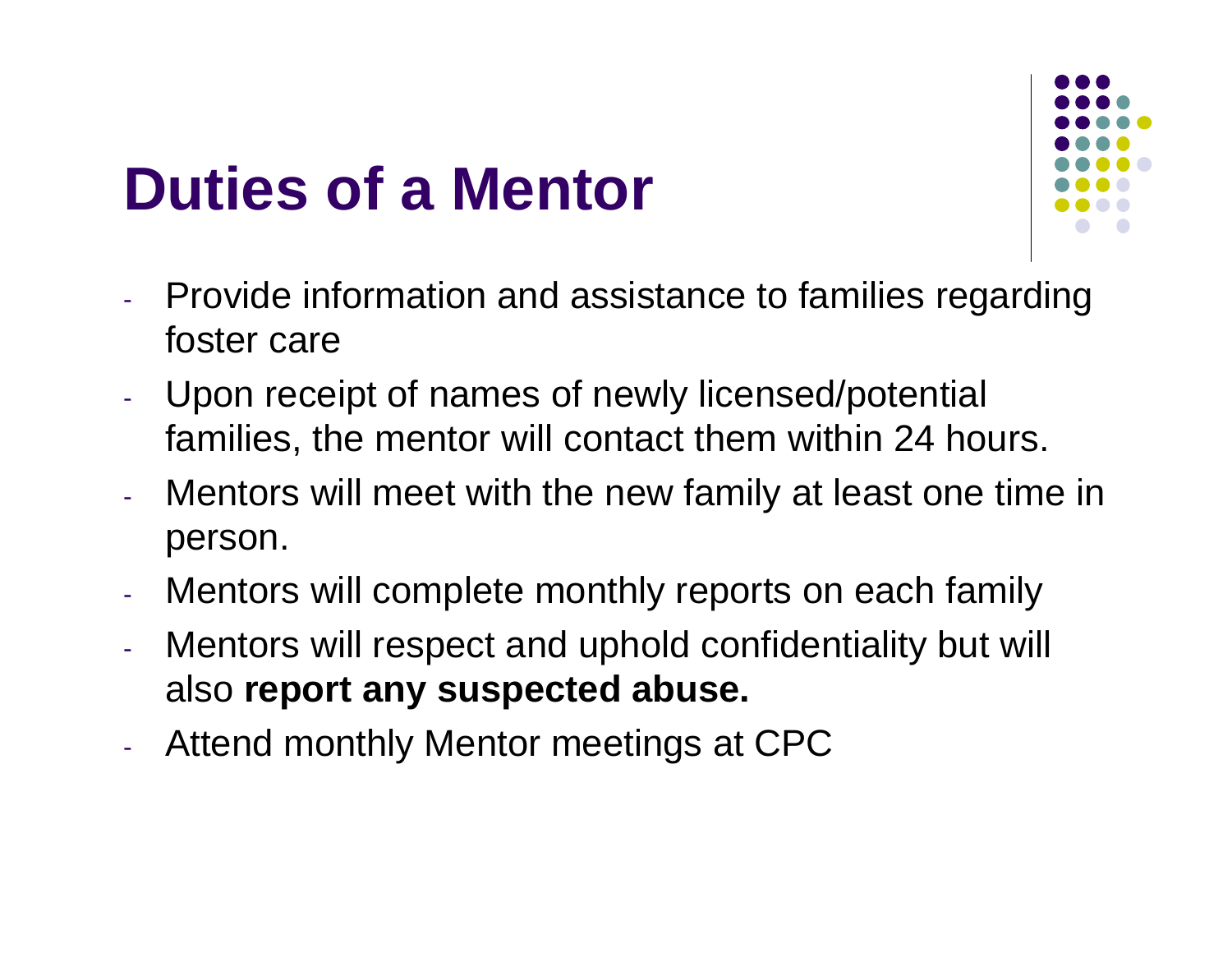# Duties of a Mentor

- Provide information and assistance to families regarding foster care
- Upon receipt of names of newly licensed/potential families, the mentor will contact them within 24 hours.
- Mentors will meet with the new family at least one time in person.
- Mentors will complete monthly reports on each family
- Mentors will respect and uphold confidentiality but will also **report any suspected abuse.**
- Attend monthly Mentor meetings at CPC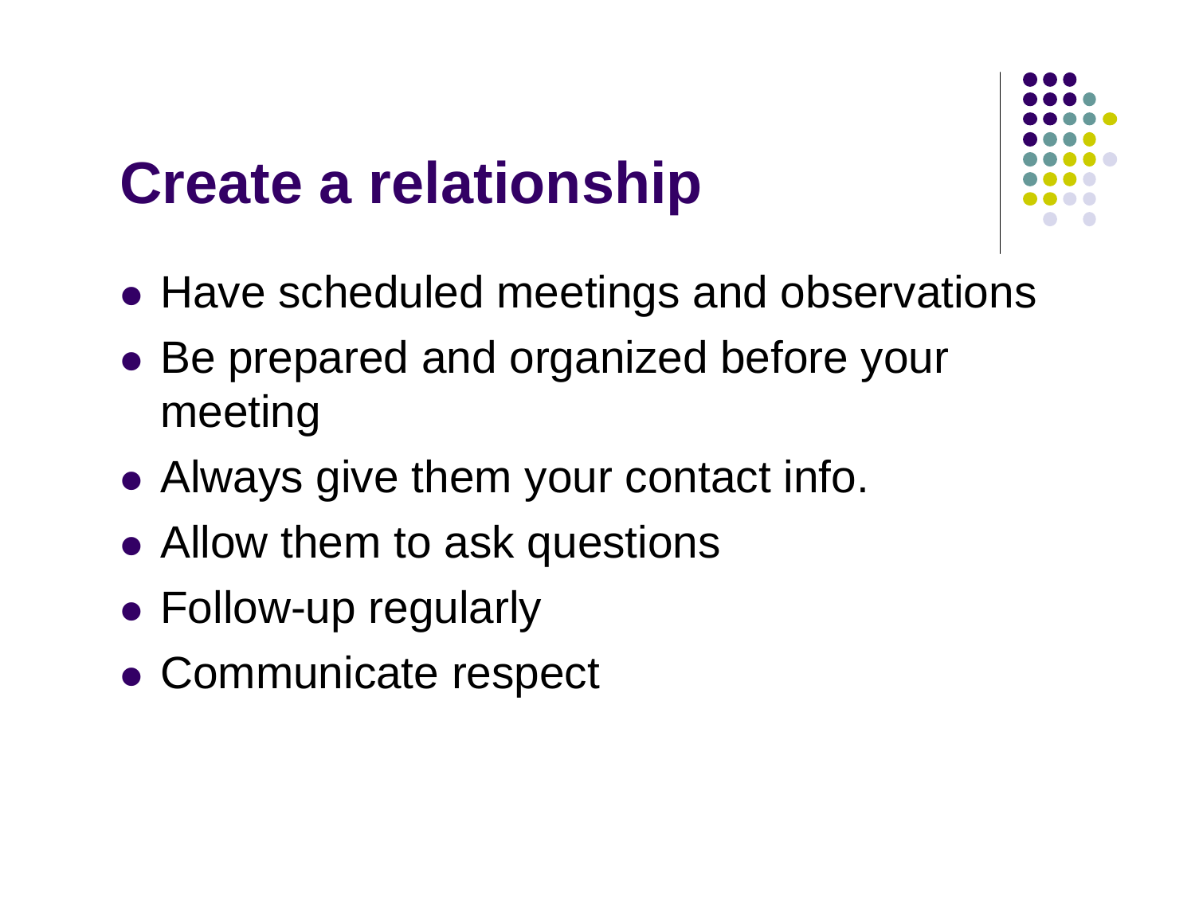# Create a relationship

- Have scheduled meetings and observations
- Be prepared and organized before your meeting
- Always give them your contact info.
- Allow them to ask questions
- Follow-up regularly
- Communicate respect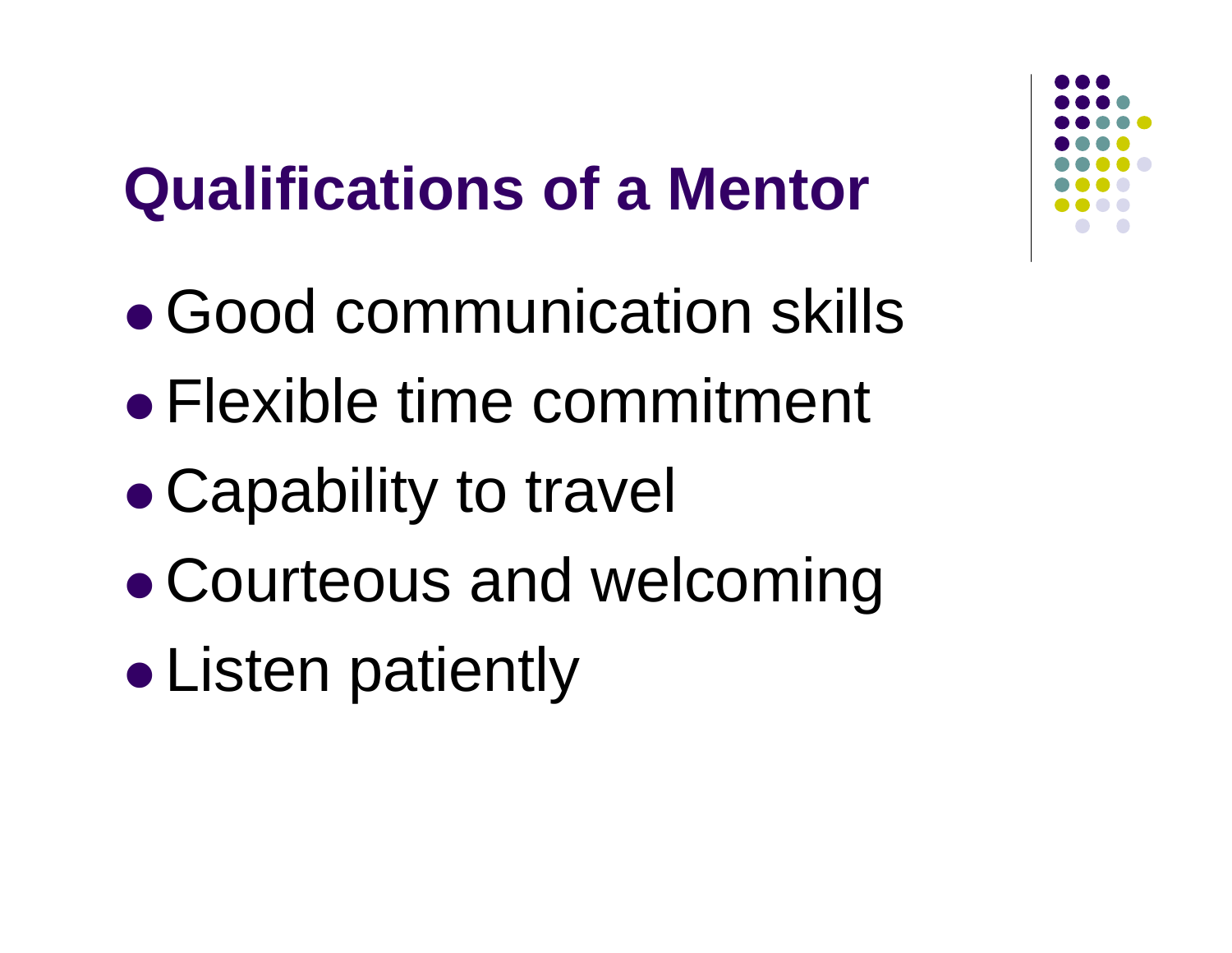# Qualifications of a Mentor

- Good communication skills
- Flexible time commitment
- Capability to travel
- Courteous and welcoming
- Listen patiently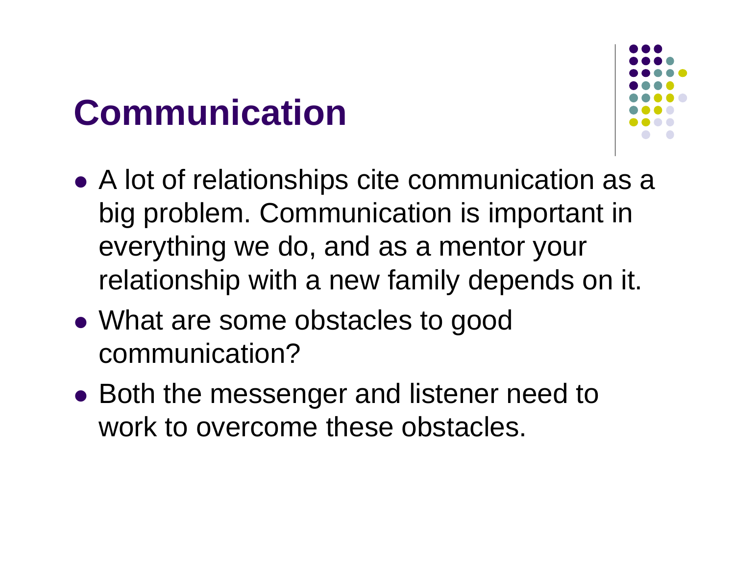# Communication

- A lot of relationships cite communication as a big problem. Communication is important in everything we do, and as a mentor your relationship with a new family depends on it.
- What are some obstacles to good communication?
- Both the messenger and listener need to work to overcome these obstacles.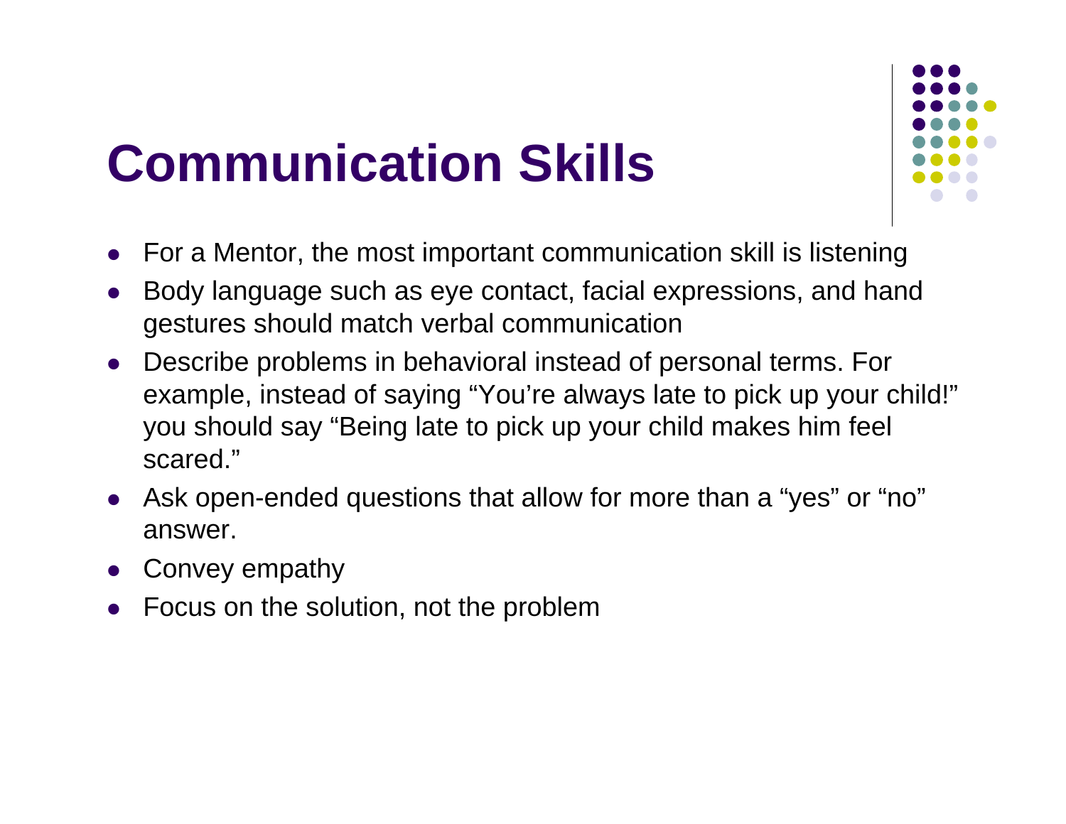# Communication Skills

- For a Mentor, the most important communication skill is listening
- Body language such as eye contact, facial expressions, and hand gestures should match verbal communication
- Describe problems in behavioral instead of personal terms. For example, instead of saying "You're always late to pick up your child!" you should say "Being late to pick up your child makes him feel scared."
- Ask open-ended questions that allow for more than a "yes" or "no" answer.
- Convey empathy
- Focus on the solution, not the problem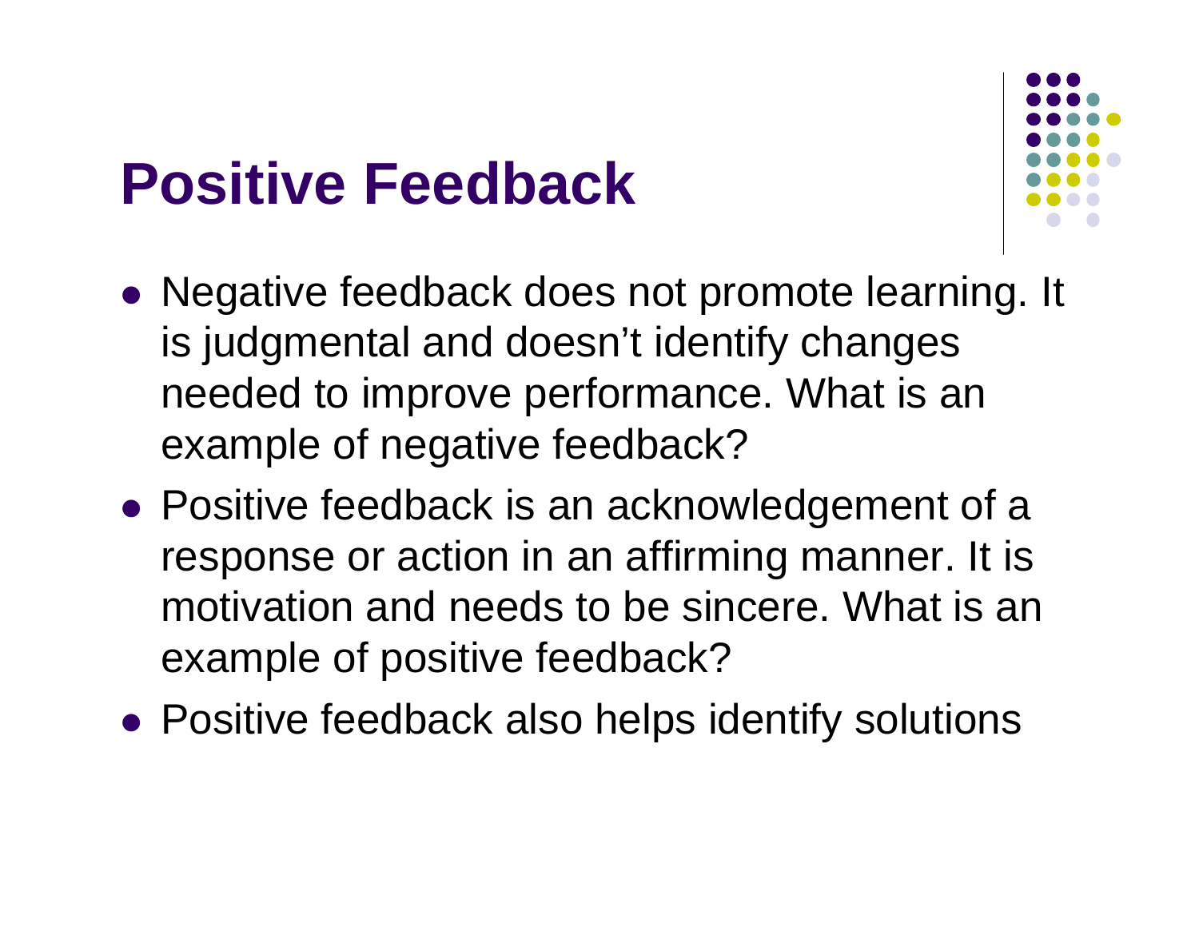# Positive Feedback

- Negative feedback does not promote learning. It is judgmental and doesn't identify changes needed to improve performance. What is an example of negative feedback?
- Positive feedback is an acknowledgement of a response or action in an affirming manner. It is motivation and needs to be sincere. What is an example of positive feedback?
- Positive feedback also helps identify solutions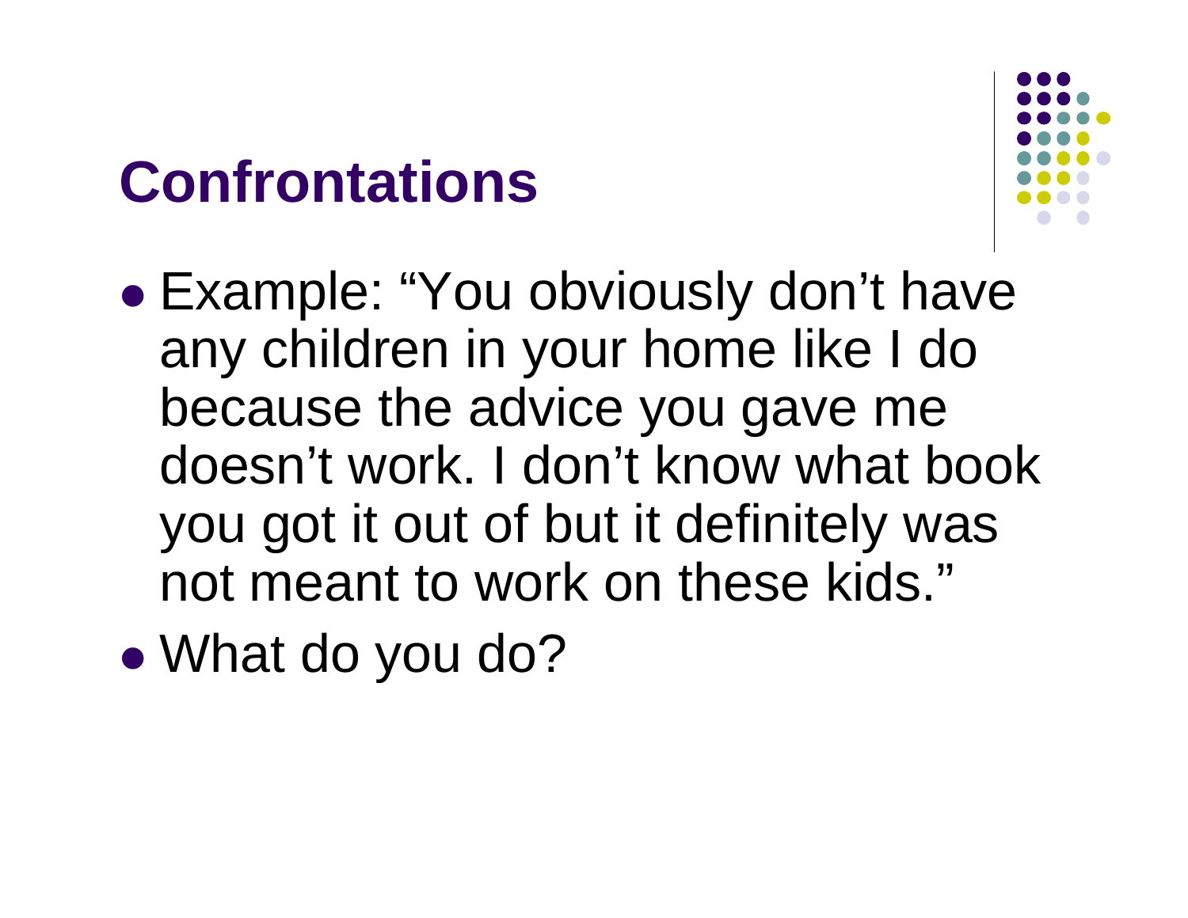# Confrontations

- Example: "You obviously don't have any children in your home like I do because the advice you gave me doesn't work. I don't know what book you got it out of but it definitely was not meant to work on these kids."
- What do you do?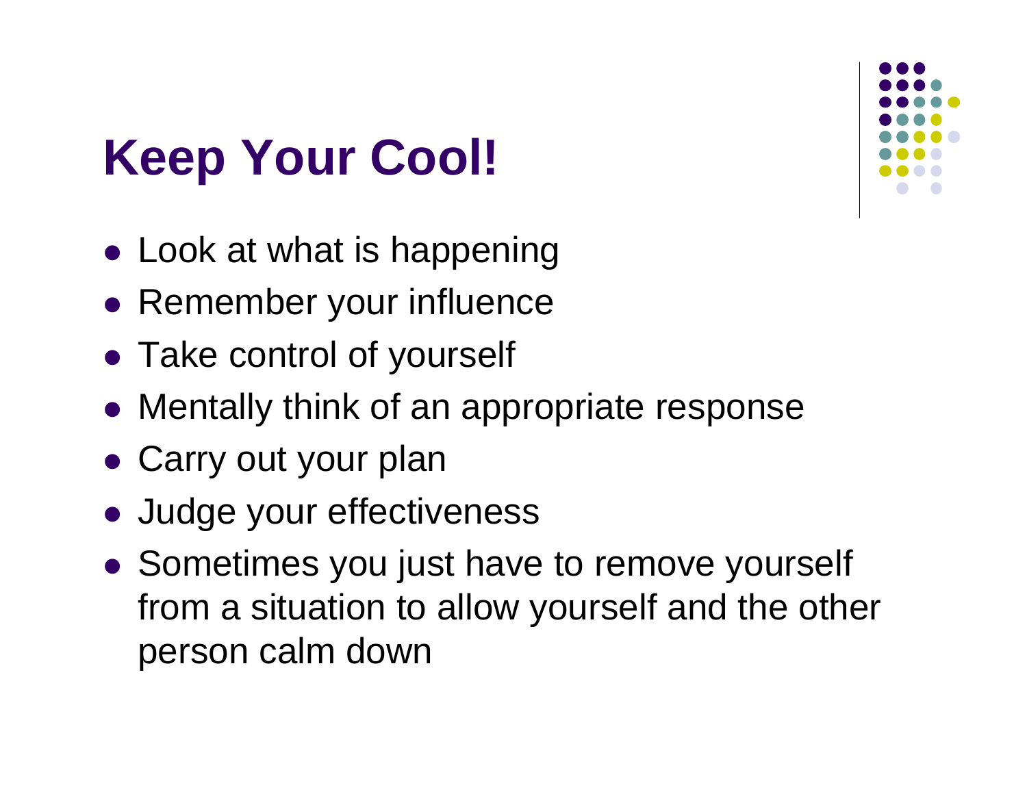# Keep Your Cool!

- Look at what is happening
- Remember your influence
- Take control of yourself
- Mentally think of an appropriate response
- Carry out your plan
- Judge your effectiveness
- Sometimes you just have to remove yourself from a situation to allow yourself and the other person calm down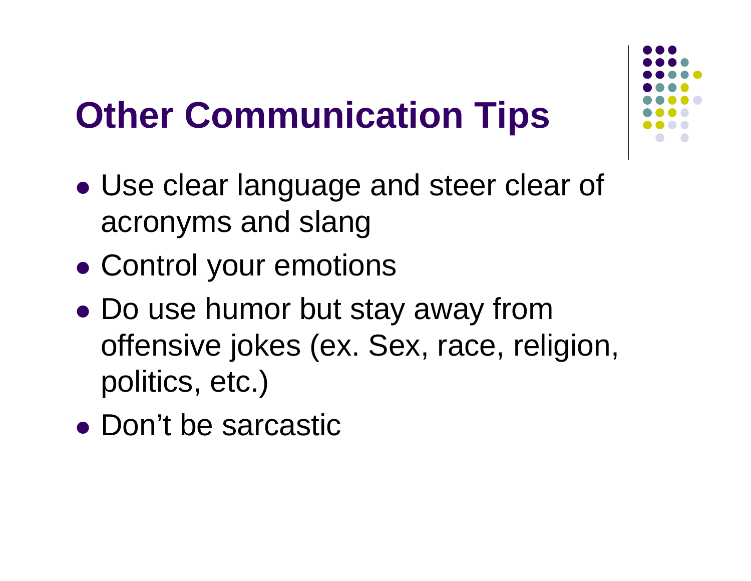# Other Communication Tips

- Use clear language and steer clear of acronyms and slang
- Control your emotions
- Do use humor but stay away from offensive jokes (ex. Sex, race, religion, politics, etc.)
- Don't be sarcastic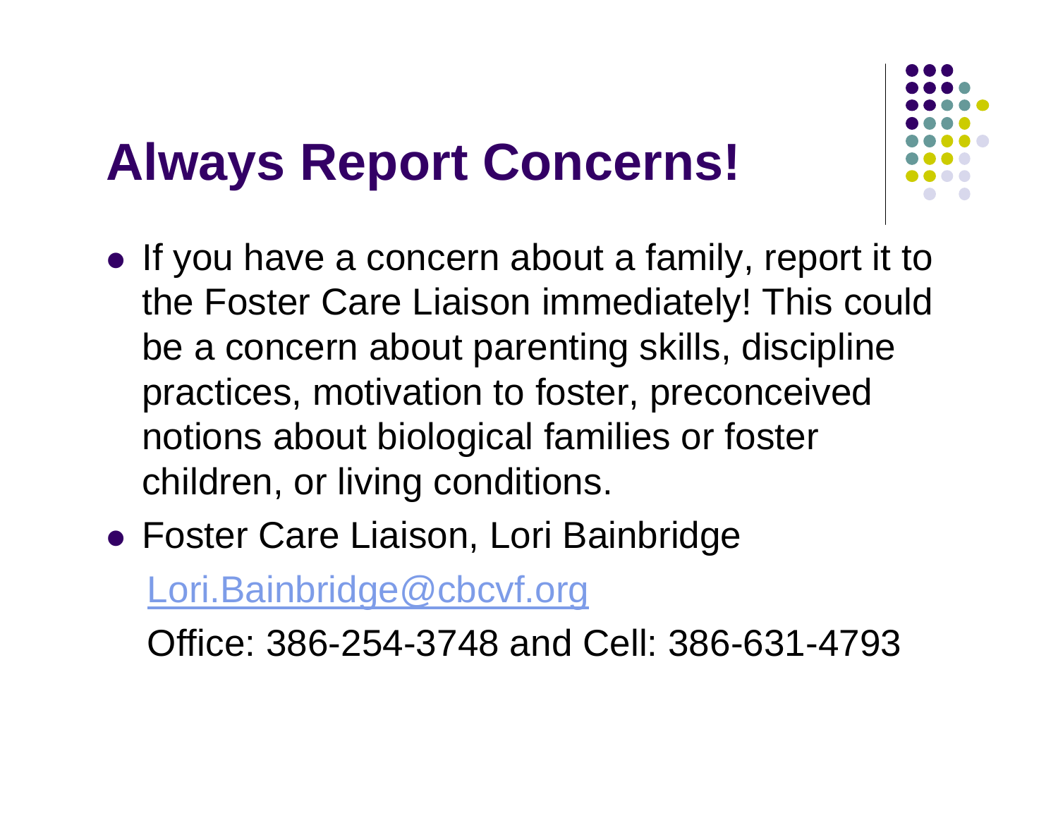# Always Report Concerns!

- If you have a concern about a family, report it to the Foster Care Liaison immediately! This could be a concern about parenting skills, discipline practices, motivation to foster, preconceived notions about biological families or foster children, or living conditions.
- Foster Care Liaison, Lori Bainbridge

  Lori.Bainbridge@cbcvf.org

  Office: 386-254-3748 and Cell: 386-631-4793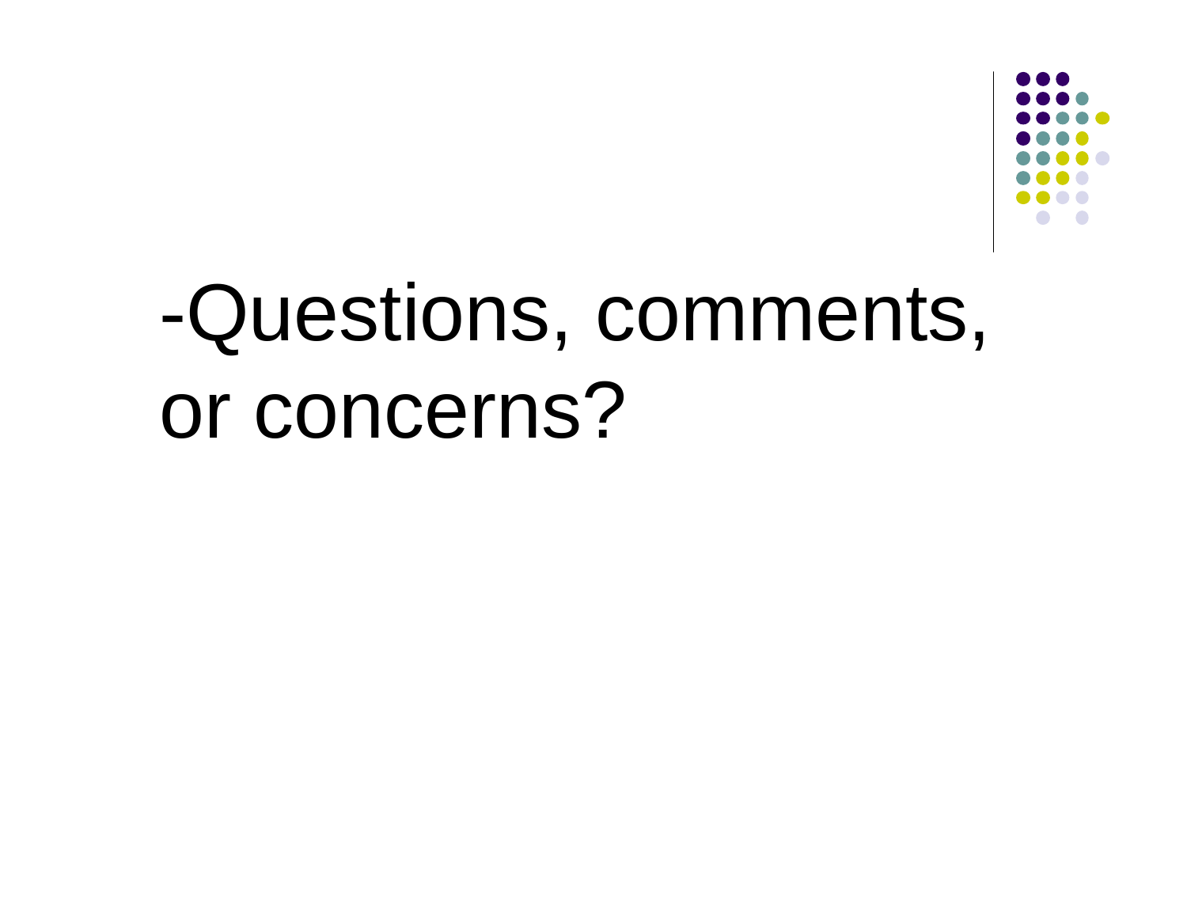-Questions, comments, or concerns?